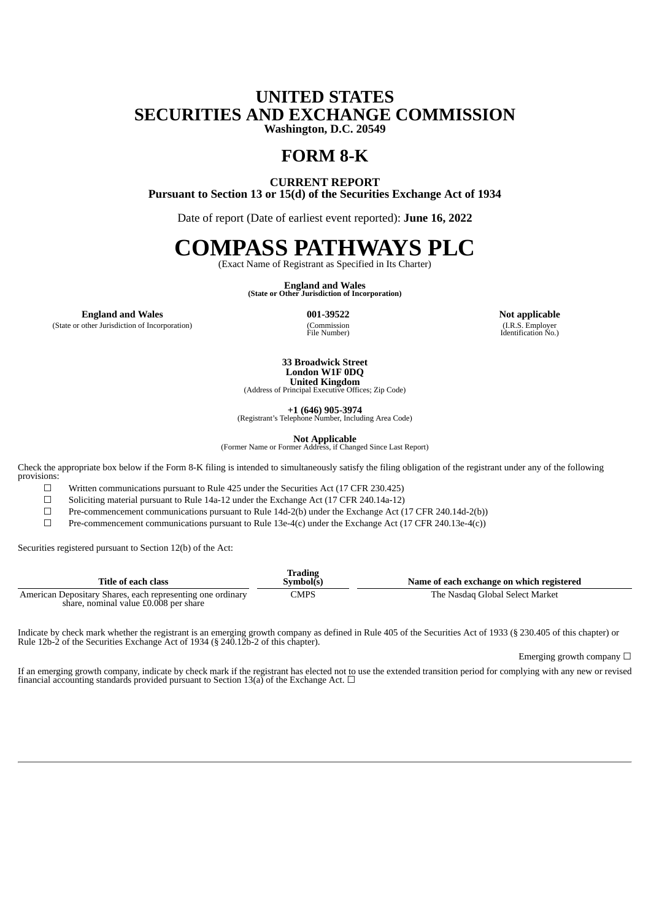# UNITED STATES
# SECURITIES AND EXCHANGE COMMISSION

**Washington, D.C. 20549**

# FORM 8-K

**CURRENT REPORT**
**Pursuant to Section 13 or 15(d) of the Securities Exchange Act of 1934**

Date of report (Date of earliest event reported): **June 16, 2022**

# COMPASS PATHWAYS PLC

(Exact Name of Registrant as Specified in Its Charter)

**England and Wales**
**(State or Other Jurisdiction of Incorporation)**

| **England and Wales** | **001-39522** | **Not applicable** |
|---|---|---|
| (State or other Jurisdiction of Incorporation) | (Commission File Number) | (I.R.S. Employer Identification No.) |

**33 Broadwick Street**
**London W1F 0DQ**
**United Kingdom**
(Address of Principal Executive Offices; Zip Code)

**+1 (646) 905-3974**
(Registrant's Telephone Number, Including Area Code)

**Not Applicable**
(Former Name or Former Address, if Changed Since Last Report)

Check the appropriate box below if the Form 8-K filing is intended to simultaneously satisfy the filing obligation of the registrant under any of the following provisions:

☐ Written communications pursuant to Rule 425 under the Securities Act (17 CFR 230.425)

☐ Soliciting material pursuant to Rule 14a-12 under the Exchange Act (17 CFR 240.14a-12)

☐ Pre-commencement communications pursuant to Rule 14d-2(b) under the Exchange Act (17 CFR 240.14d-2(b))

☐ Pre-commencement communications pursuant to Rule 13e-4(c) under the Exchange Act (17 CFR 240.13e-4(c))

Securities registered pursuant to Section 12(b) of the Act:

| Title of each class | Trading Symbol(s) | Name of each exchange on which registered |
|---|---|---|
| American Depositary Shares, each representing one ordinary share, nominal value £0.008 per share | CMPS | The Nasdaq Global Select Market |

Indicate by check mark whether the registrant is an emerging growth company as defined in Rule 405 of the Securities Act of 1933 (§ 230.405 of this chapter) or Rule 12b-2 of the Securities Exchange Act of 1934 (§ 240.12b-2 of this chapter).

Emerging growth company ☐

If an emerging growth company, indicate by check mark if the registrant has elected not to use the extended transition period for complying with any new or revised financial accounting standards provided pursuant to Section 13(a) of the Exchange Act. ☐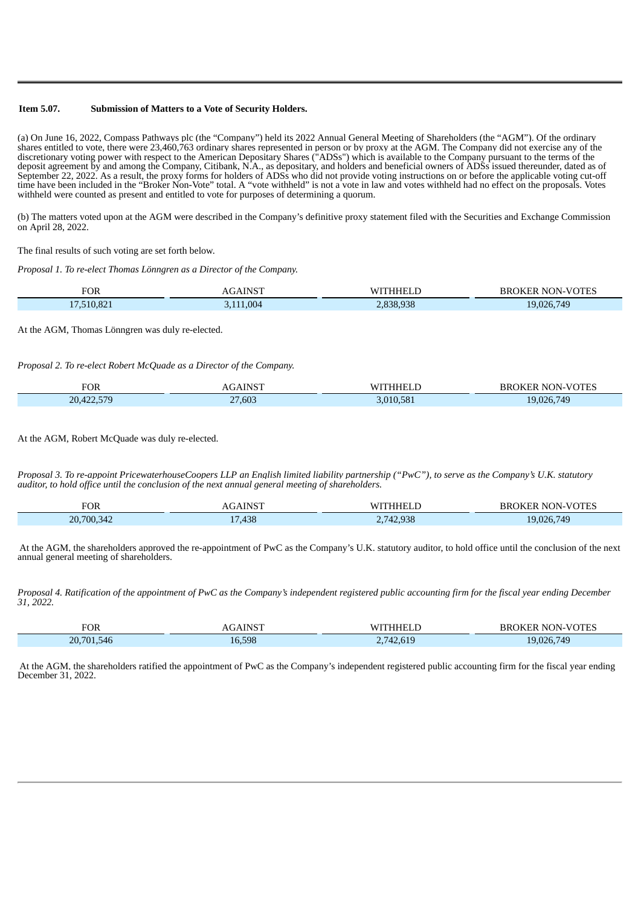**Item 5.07. Submission of Matters to a Vote of Security Holders.**

(a) On June 16, 2022, Compass Pathways plc (the "Company") held its 2022 Annual General Meeting of Shareholders (the "AGM"). Of the ordinary shares entitled to vote, there were 23,460,763 ordinary shares represented in person or by proxy at the AGM. The Company did not exercise any of the discretionary voting power with respect to the American Depositary Shares ("ADSs") which is available to the Company pursuant to the terms of the deposit agreement by and among the Company, Citibank, N.A., as depositary, and holders and beneficial owners of ADSs issued thereunder, dated as of September 22, 2022. As a result, the proxy forms for holders of ADSs who did not provide voting instructions on or before the applicable voting cut-off time have been included in the "Broker Non-Vote" total. A "vote withheld" is not a vote in law and votes withheld had no effect on the proposals. Votes withheld were counted as present and entitled to vote for purposes of determining a quorum.

(b) The matters voted upon at the AGM were described in the Company's definitive proxy statement filed with the Securities and Exchange Commission on April 28, 2022.

The final results of such voting are set forth below.

*Proposal 1. To re-elect Thomas Lönngren as a Director of the Company.*

| FOR | AGAINST | WITHHELD | BROKER NON-VOTES |
|---|---|---|---|
| 17,510,821 | 3,111,004 | 2,838,938 | 19,026,749 |

At the AGM, Thomas Lönngren was duly re-elected.

*Proposal 2. To re-elect Robert McQuade as a Director of the Company.*

| FOR | AGAINST | WITHHELD | BROKER NON-VOTES |
|---|---|---|---|
| 20,422,579 | 27,603 | 3,010,581 | 19,026,749 |

At the AGM, Robert McQuade was duly re-elected.

*Proposal 3. To re-appoint PricewaterhouseCoopers LLP an English limited liability partnership ("PwC"), to serve as the Company's U.K. statutory auditor, to hold office until the conclusion of the next annual general meeting of shareholders.*

| FOR | AGAINST | WITHHELD | BROKER NON-VOTES |
|---|---|---|---|
| 20,700,342 | 17,438 | 2,742,938 | 19,026,749 |

At the AGM, the shareholders approved the re-appointment of PwC as the Company's U.K. statutory auditor, to hold office until the conclusion of the next annual general meeting of shareholders.

*Proposal 4. Ratification of the appointment of PwC as the Company's independent registered public accounting firm for the fiscal year ending December 31, 2022.*

| FOR | AGAINST | WITHHELD | BROKER NON-VOTES |
|---|---|---|---|
| 20,701,546 | 16,598 | 2,742,619 | 19,026,749 |

At the AGM, the shareholders ratified the appointment of PwC as the Company's independent registered public accounting firm for the fiscal year ending December 31, 2022.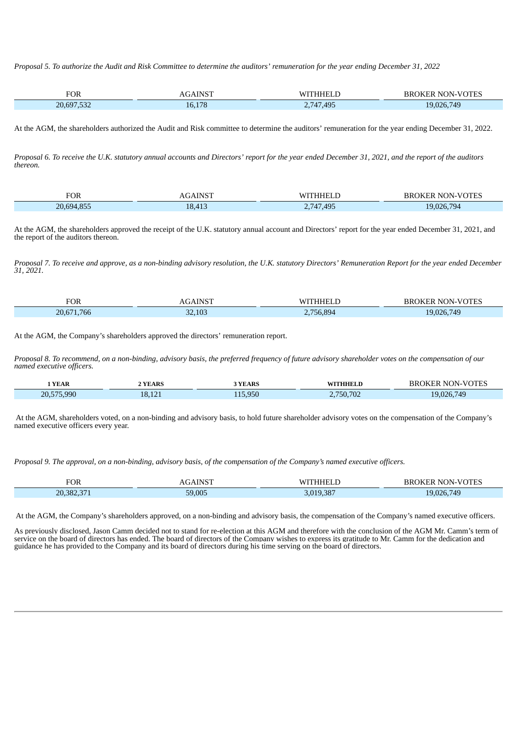*Proposal 5. To authorize the Audit and Risk Committee to determine the auditors' remuneration for the year ending December 31, 2022*

| FOR | AGAINST | WITHHELD | BROKER NON-VOTES |
| --- | --- | --- | --- |
| 20,697,532 | 16,178 | 2,747,495 | 19,026,749 |

At the AGM, the shareholders authorized the Audit and Risk committee to determine the auditors' remuneration for the year ending December 31, 2022.

*Proposal 6. To receive the U.K. statutory annual accounts and Directors' report for the year ended December 31, 2021, and the report of the auditors thereon.*

| FOR | AGAINST | WITHHELD | BROKER NON-VOTES |
| --- | --- | --- | --- |
| 20,694,855 | 18,413 | 2,747,495 | 19,026,794 |

At the AGM, the shareholders approved the receipt of the U.K. statutory annual account and Directors' report for the year ended December 31, 2021, and the report of the auditors thereon.

*Proposal 7. To receive and approve, as a non-binding advisory resolution, the U.K. statutory Directors' Remuneration Report for the year ended December 31, 2021.*

| FOR | AGAINST | WITHHELD | BROKER NON-VOTES |
| --- | --- | --- | --- |
| 20,671,766 | 32,103 | 2,756,894 | 19,026,749 |

At the AGM, the Company's shareholders approved the directors' remuneration report.

*Proposal 8. To recommend, on a non-binding, advisory basis, the preferred frequency of future advisory shareholder votes on the compensation of our named executive officers.*

| **1 YEAR** | **2 YEARS** | **3 YEARS** | **WITHHELD** | BROKER NON-VOTES |
| --- | --- | --- | --- | --- |
| 20,575,990 | 18,121 | 115,950 | 2,750,702 | 19,026,749 |

At the AGM, shareholders voted, on a non-binding and advisory basis, to hold future shareholder advisory votes on the compensation of the Company's named executive officers every year.

*Proposal 9. The approval, on a non-binding, advisory basis, of the compensation of the Company's named executive officers.*

| FOR | AGAINST | WITHHELD | BROKER NON-VOTES |
| --- | --- | --- | --- |
| 20,382,371 | 59,005 | 3,019,387 | 19,026,749 |

At the AGM, the Company's shareholders approved, on a non-binding and advisory basis, the compensation of the Company's named executive officers.

As previously disclosed, Jason Camm decided not to stand for re-election at this AGM and therefore with the conclusion of the AGM Mr. Camm's term of service on the board of directors has ended. The board of directors of the Company wishes to express its gratitude to Mr. Camm for the dedication and guidance he has provided to the Company and its board of directors during his time serving on the board of directors.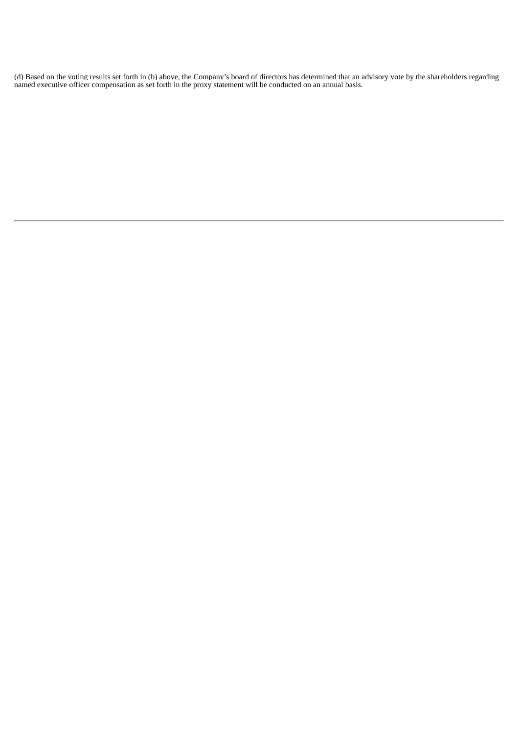(d) Based on the voting results set forth in (b) above, the Company's board of directors has determined that an advisory vote by the shareholders regarding named executive officer compensation as set forth in the proxy statement will be conducted on an annual basis.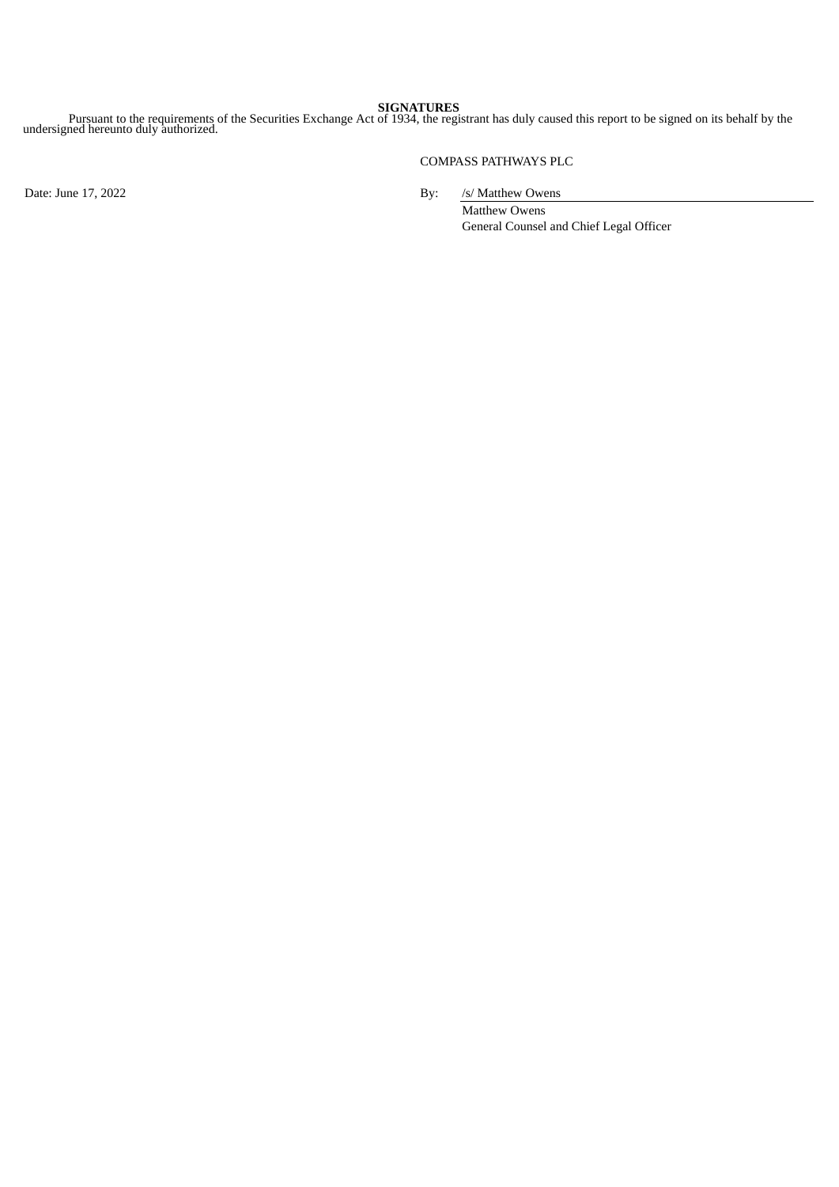## SIGNATURES

Pursuant to the requirements of the Securities Exchange Act of 1934, the registrant has duly caused this report to be signed on its behalf by the undersigned hereunto duly authorized.

COMPASS PATHWAYS PLC

Date: June 17, 2022

By: /s/ Matthew Owens

Matthew Owens
General Counsel and Chief Legal Officer